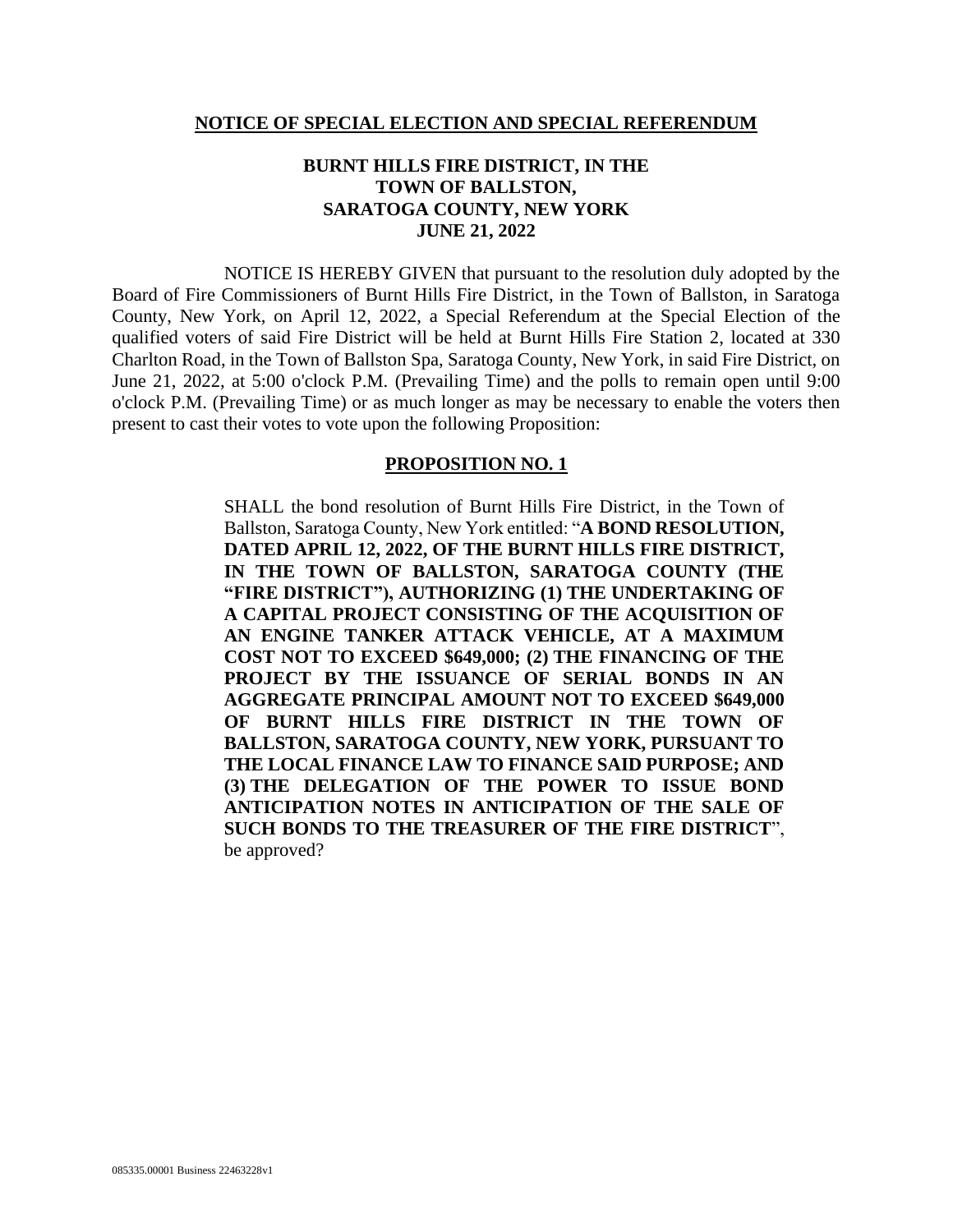**NOTICE OF SPECIAL ELECTION AND SPECIAL REFERENDUM**

**BURNT HILLS FIRE DISTRICT, IN THE TOWN OF BALLSTON, SARATOGA COUNTY, NEW YORK JUNE 21, 2022**

NOTICE IS HEREBY GIVEN that pursuant to the resolution duly adopted by the Board of Fire Commissioners of Burnt Hills Fire District, in the Town of Ballston, in Saratoga County, New York, on April 12, 2022, a Special Referendum at the Special Election of the qualified voters of said Fire District will be held at Burnt Hills Fire Station 2, located at 330 Charlton Road, in the Town of Ballston Spa, Saratoga County, New York, in said Fire District, on June 21, 2022, at 5:00 o'clock P.M. (Prevailing Time) and the polls to remain open until 9:00 o'clock P.M. (Prevailing Time) or as much longer as may be necessary to enable the voters then present to cast their votes to vote upon the following Proposition:

**PROPOSITION NO. 1**

> SHALL the bond resolution of Burnt Hills Fire District, in the Town of Ballston, Saratoga County, New York entitled: "**A BOND RESOLUTION, DATED APRIL 12, 2022, OF THE BURNT HILLS FIRE DISTRICT, IN THE TOWN OF BALLSTON, SARATOGA COUNTY (THE "FIRE DISTRICT"), AUTHORIZING (1) THE UNDERTAKING OF A CAPITAL PROJECT CONSISTING OF THE ACQUISITION OF AN ENGINE TANKER ATTACK VEHICLE, AT A MAXIMUM COST NOT TO EXCEED $649,000; (2) THE FINANCING OF THE PROJECT BY THE ISSUANCE OF SERIAL BONDS IN AN AGGREGATE PRINCIPAL AMOUNT NOT TO EXCEED $649,000 OF BURNT HILLS FIRE DISTRICT IN THE TOWN OF BALLSTON, SARATOGA COUNTY, NEW YORK, PURSUANT TO THE LOCAL FINANCE LAW TO FINANCE SAID PURPOSE; AND (3) THE DELEGATION OF THE POWER TO ISSUE BOND ANTICIPATION NOTES IN ANTICIPATION OF THE SALE OF SUCH BONDS TO THE TREASURER OF THE FIRE DISTRICT**", be approved?

085335.00001 Business 22463228v1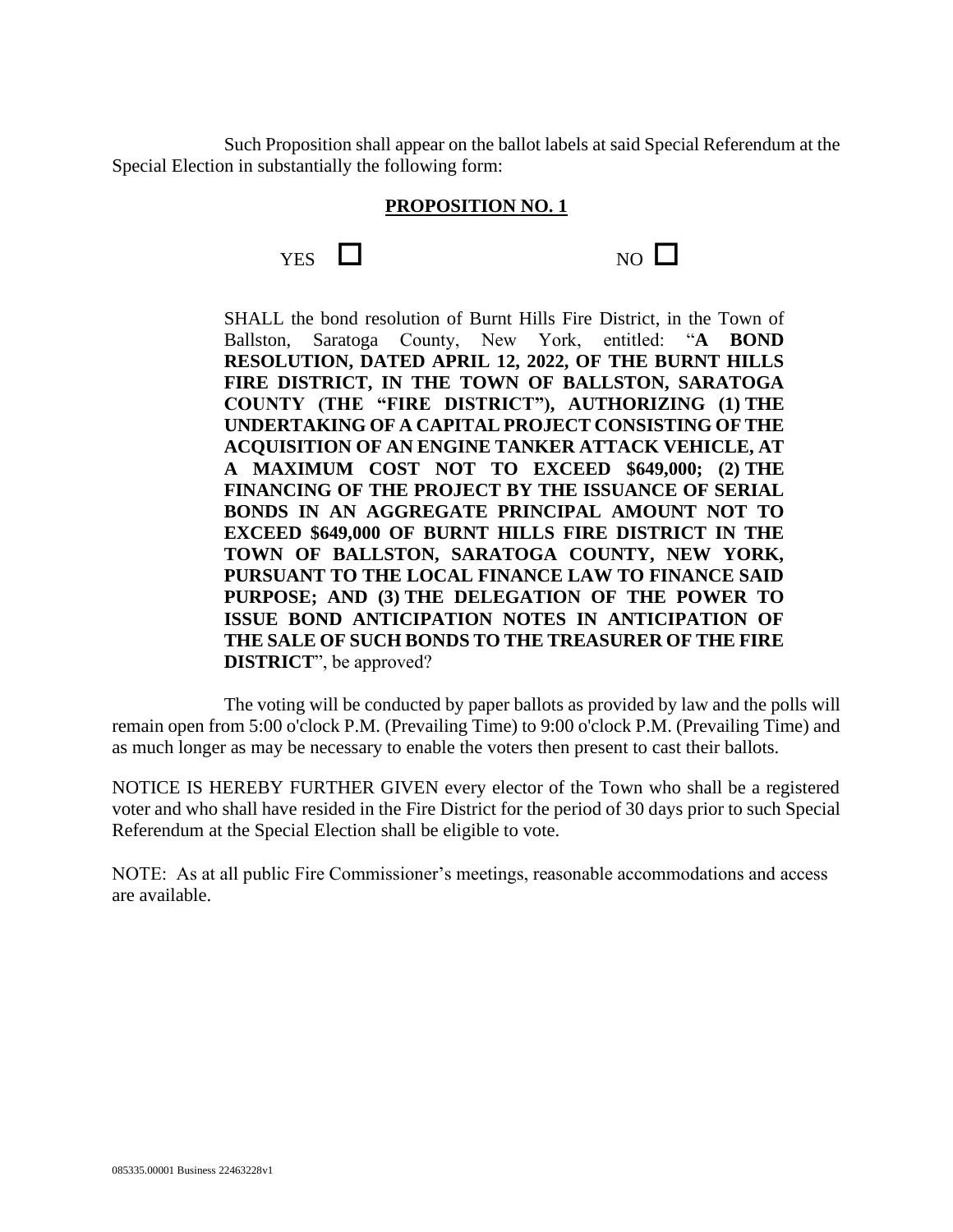Such Proposition shall appear on the ballot labels at said Special Referendum at the Special Election in substantially the following form:

**PROPOSITION NO. 1**

YES ☐ NO ☐

SHALL the bond resolution of Burnt Hills Fire District, in the Town of Ballston, Saratoga County, New York, entitled: "**A BOND RESOLUTION, DATED APRIL 12, 2022, OF THE BURNT HILLS FIRE DISTRICT, IN THE TOWN OF BALLSTON, SARATOGA COUNTY (THE "FIRE DISTRICT"), AUTHORIZING (1) THE UNDERTAKING OF A CAPITAL PROJECT CONSISTING OF THE ACQUISITION OF AN ENGINE TANKER ATTACK VEHICLE, AT A MAXIMUM COST NOT TO EXCEED $649,000; (2) THE FINANCING OF THE PROJECT BY THE ISSUANCE OF SERIAL BONDS IN AN AGGREGATE PRINCIPAL AMOUNT NOT TO EXCEED $649,000 OF BURNT HILLS FIRE DISTRICT IN THE TOWN OF BALLSTON, SARATOGA COUNTY, NEW YORK, PURSUANT TO THE LOCAL FINANCE LAW TO FINANCE SAID PURPOSE; AND (3) THE DELEGATION OF THE POWER TO ISSUE BOND ANTICIPATION NOTES IN ANTICIPATION OF THE SALE OF SUCH BONDS TO THE TREASURER OF THE FIRE DISTRICT**", be approved?

The voting will be conducted by paper ballots as provided by law and the polls will remain open from 5:00 o'clock P.M. (Prevailing Time) to 9:00 o'clock P.M. (Prevailing Time) and as much longer as may be necessary to enable the voters then present to cast their ballots.

NOTICE IS HEREBY FURTHER GIVEN every elector of the Town who shall be a registered voter and who shall have resided in the Fire District for the period of 30 days prior to such Special Referendum at the Special Election shall be eligible to vote.

NOTE: As at all public Fire Commissioner's meetings, reasonable accommodations and access are available.

085335.00001 Business 22463228v1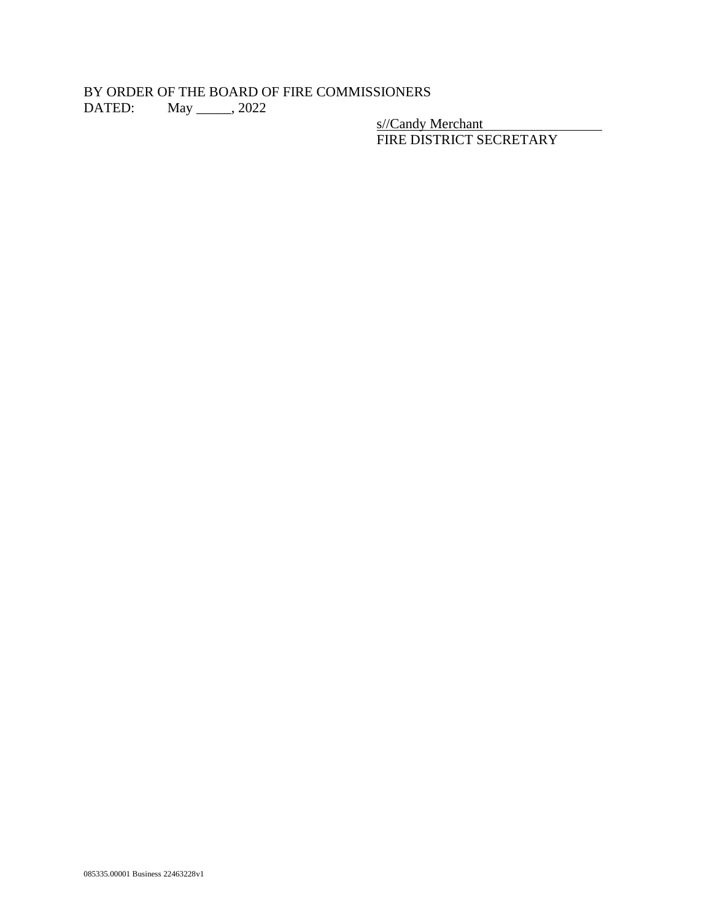BY ORDER OF THE BOARD OF FIRE COMMISSIONERS
DATED: May _____, 2022

s//Candy Merchant
FIRE DISTRICT SECRETARY

085335.00001 Business 22463228v1